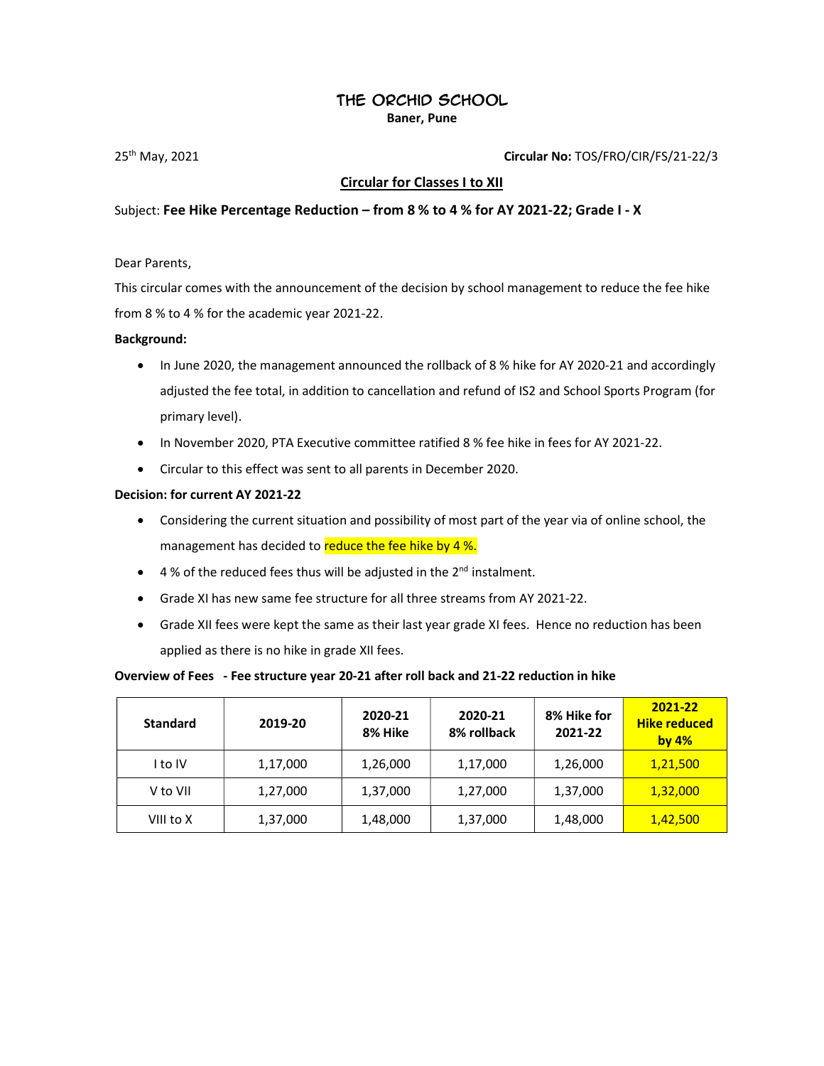# THE ORCHID SCHOOL

**Baner, Pune**

25th May, 2021 **Circular No:** TOS/FRO/CIR/FS/21-22/3

## Circular for Classes I to XII

Subject: **Fee Hike Percentage Reduction – from 8 % to 4 % for AY 2021-22; Grade I - X**

Dear Parents,

This circular comes with the announcement of the decision by school management to reduce the fee hike from 8 % to 4 % for the academic year 2021-22.

**Background:**

- In June 2020, the management announced the rollback of 8 % hike for AY 2020-21 and accordingly adjusted the fee total, in addition to cancellation and refund of IS2 and School Sports Program (for primary level).
- In November 2020, PTA Executive committee ratified 8 % fee hike in fees for AY 2021-22.
- Circular to this effect was sent to all parents in December 2020.

**Decision: for current AY 2021-22**

- Considering the current situation and possibility of most part of the year via of online school, the management has decided to reduce the fee hike by 4 %.
- 4 % of the reduced fees thus will be adjusted in the 2nd instalment.
- Grade XI has new same fee structure for all three streams from AY 2021-22.
- Grade XII fees were kept the same as their last year grade XI fees. Hence no reduction has been applied as there is no hike in grade XII fees.

**Overview of Fees - Fee structure year 20-21 after roll back and 21-22 reduction in hike**

| Standard | 2019-20 | 2020-21 8% Hike | 2020-21 8% rollback | 8% Hike for 2021-22 | 2021-22 Hike reduced by 4% |
|---|---|---|---|---|---|
| I to IV | 1,17,000 | 1,26,000 | 1,17,000 | 1,26,000 | 1,21,500 |
| V to VII | 1,27,000 | 1,37,000 | 1,27,000 | 1,37,000 | 1,32,000 |
| VIII to X | 1,37,000 | 1,48,000 | 1,37,000 | 1,48,000 | 1,42,500 |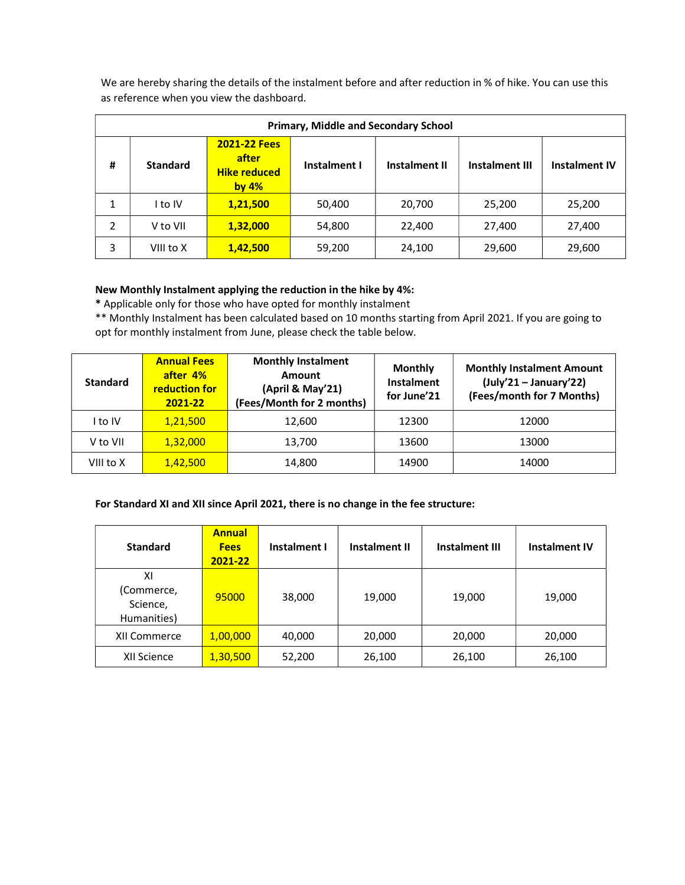We are hereby sharing the details of the instalment before and after reduction in % of hike. You can use this as reference when you view the dashboard.

| Primary, Middle and Secondary School | | | | | | |
|---|---|---|---|---|---|---|
| **#** | **Standard** | **2021-22 Fees after Hike reduced by 4%** | **Instalment I** | **Instalment II** | **Instalment III** | **Instalment IV** |
| 1 | I to IV | **1,21,500** | 50,400 | 20,700 | 25,200 | 25,200 |
| 2 | V to VII | **1,32,000** | 54,800 | 22,400 | 27,400 | 27,400 |
| 3 | VIII to X | **1,42,500** | 59,200 | 24,100 | 29,600 | 29,600 |

**New Monthly Instalment applying the reduction in the hike by 4%:**

**\*** Applicable only for those who have opted for monthly instalment

** Monthly Instalment has been calculated based on 10 months starting from April 2021. If you are going to opt for monthly instalment from June, please check the table below.

| Standard | Annual Fees after 4% reduction for 2021-22 | Monthly Instalment Amount (April & May'21) (Fees/Month for 2 months) | Monthly Instalment for June'21 | Monthly Instalment Amount (July'21 – January'22) (Fees/month for 7 Months) |
|---|---|---|---|---|
| I to IV | 1,21,500 | 12,600 | 12300 | 12000 |
| V to VII | 1,32,000 | 13,700 | 13600 | 13000 |
| VIII to X | 1,42,500 | 14,800 | 14900 | 14000 |

**For Standard XI and XII since April 2021, there is no change in the fee structure:**

| Standard | Annual Fees 2021-22 | Instalment I | Instalment II | Instalment III | Instalment IV |
|---|---|---|---|---|---|
| XI (Commerce, Science, Humanities) | 95000 | 38,000 | 19,000 | 19,000 | 19,000 |
| XII Commerce | 1,00,000 | 40,000 | 20,000 | 20,000 | 20,000 |
| XII Science | 1,30,500 | 52,200 | 26,100 | 26,100 | 26,100 |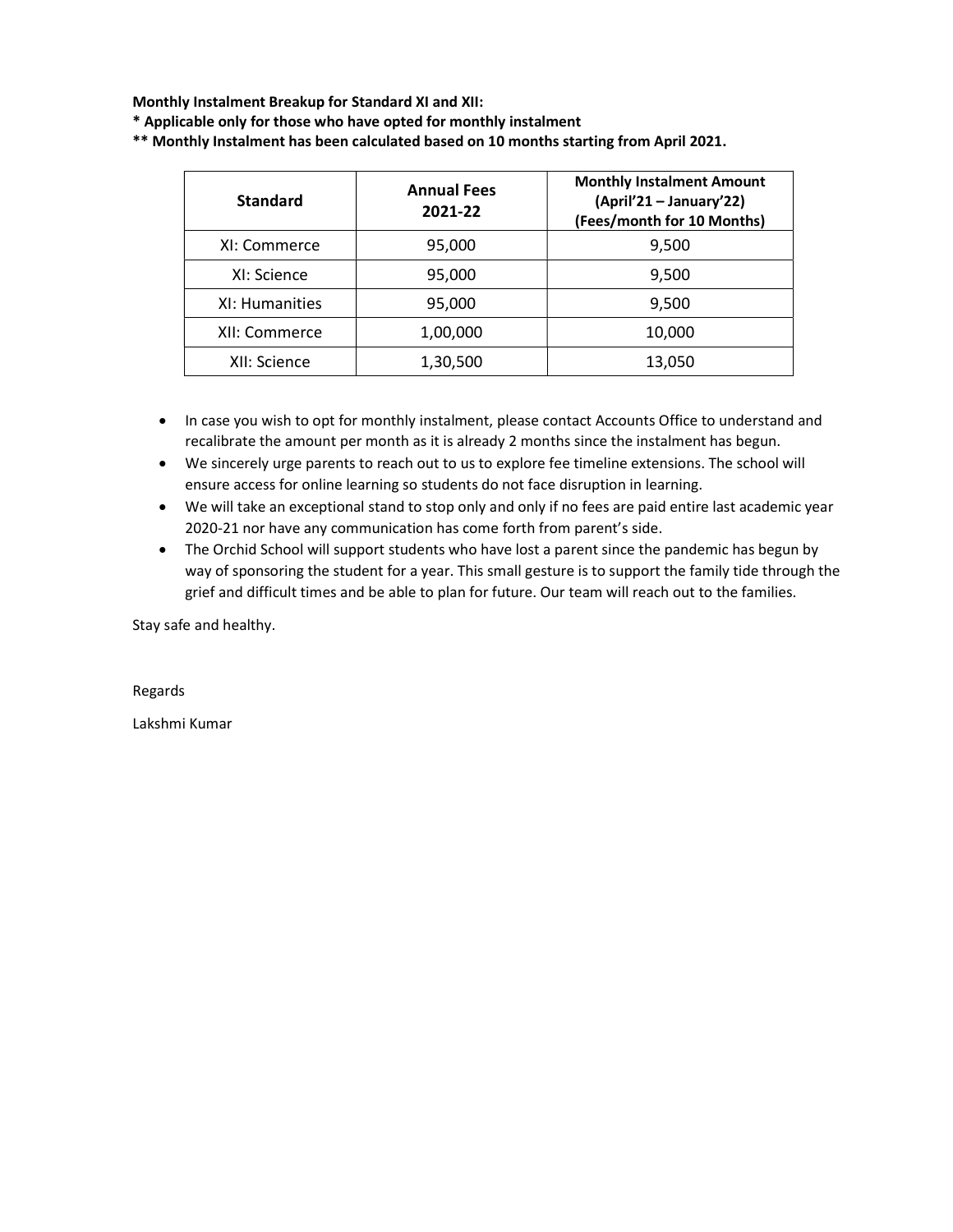**Monthly Instalment Breakup for Standard XI and XII:**

**\* Applicable only for those who have opted for monthly instalment**

**\*\* Monthly Instalment has been calculated based on 10 months starting from April 2021.**

| Standard | Annual Fees 2021-22 | Monthly Instalment Amount (April'21 – January'22) (Fees/month for 10 Months) |
|---|---|---|
| XI: Commerce | 95,000 | 9,500 |
| XI: Science | 95,000 | 9,500 |
| XI: Humanities | 95,000 | 9,500 |
| XII: Commerce | 1,00,000 | 10,000 |
| XII: Science | 1,30,500 | 13,050 |

- In case you wish to opt for monthly instalment, please contact Accounts Office to understand and recalibrate the amount per month as it is already 2 months since the instalment has begun.
- We sincerely urge parents to reach out to us to explore fee timeline extensions. The school will ensure access for online learning so students do not face disruption in learning.
- We will take an exceptional stand to stop only and only if no fees are paid entire last academic year 2020-21 nor have any communication has come forth from parent's side.
- The Orchid School will support students who have lost a parent since the pandemic has begun by way of sponsoring the student for a year. This small gesture is to support the family tide through the grief and difficult times and be able to plan for future. Our team will reach out to the families.

Stay safe and healthy.

Regards

Lakshmi Kumar